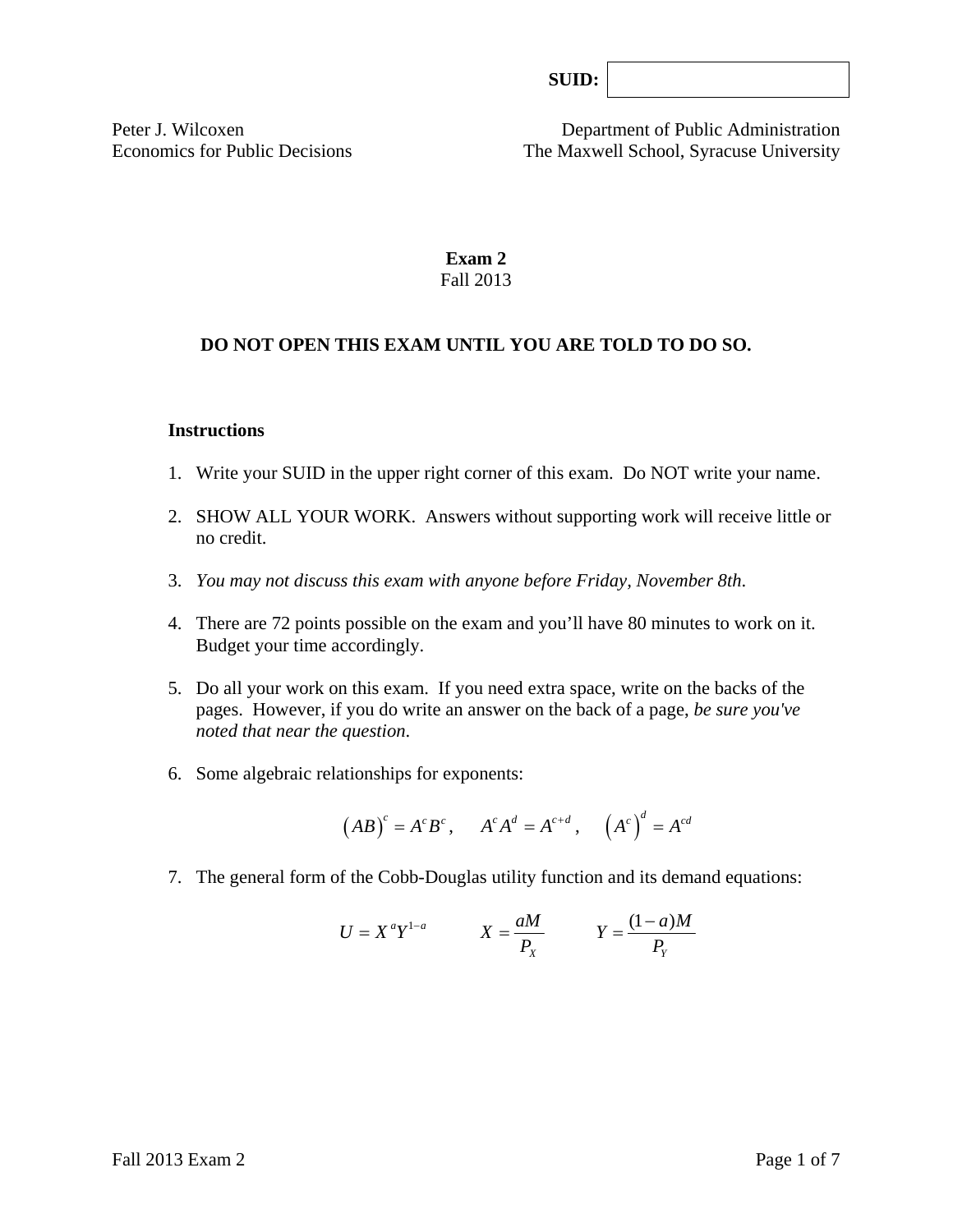**SUID:**

Peter J. Wilcoxen
Economics for Public Decisions

Department of Public Administration
The Maxwell School, Syracuse University

# Exam 2
Fall 2013

**DO NOT OPEN THIS EXAM UNTIL YOU ARE TOLD TO DO SO.**

### Instructions

1. Write your SUID in the upper right corner of this exam. Do NOT write your name.

2. SHOW ALL YOUR WORK. Answers without supporting work will receive little or no credit.

3. *You may not discuss this exam with anyone before Friday, November 8th.*

4. There are 72 points possible on the exam and you'll have 80 minutes to work on it. Budget your time accordingly.

5. Do all your work on this exam. If you need extra space, write on the backs of the pages. However, if you do write an answer on the back of a page, *be sure you've noted that near the question.*

6. Some algebraic relationships for exponents:

$$(AB)^c = A^c B^c, \quad A^c A^d = A^{c+d}, \quad \left(A^c\right)^d = A^{cd}$$

7. The general form of the Cobb-Douglas utility function and its demand equations:

$$U = X^a Y^{1-a} \qquad X = \frac{aM}{P_X} \qquad Y = \frac{(1-a)M}{P_Y}$$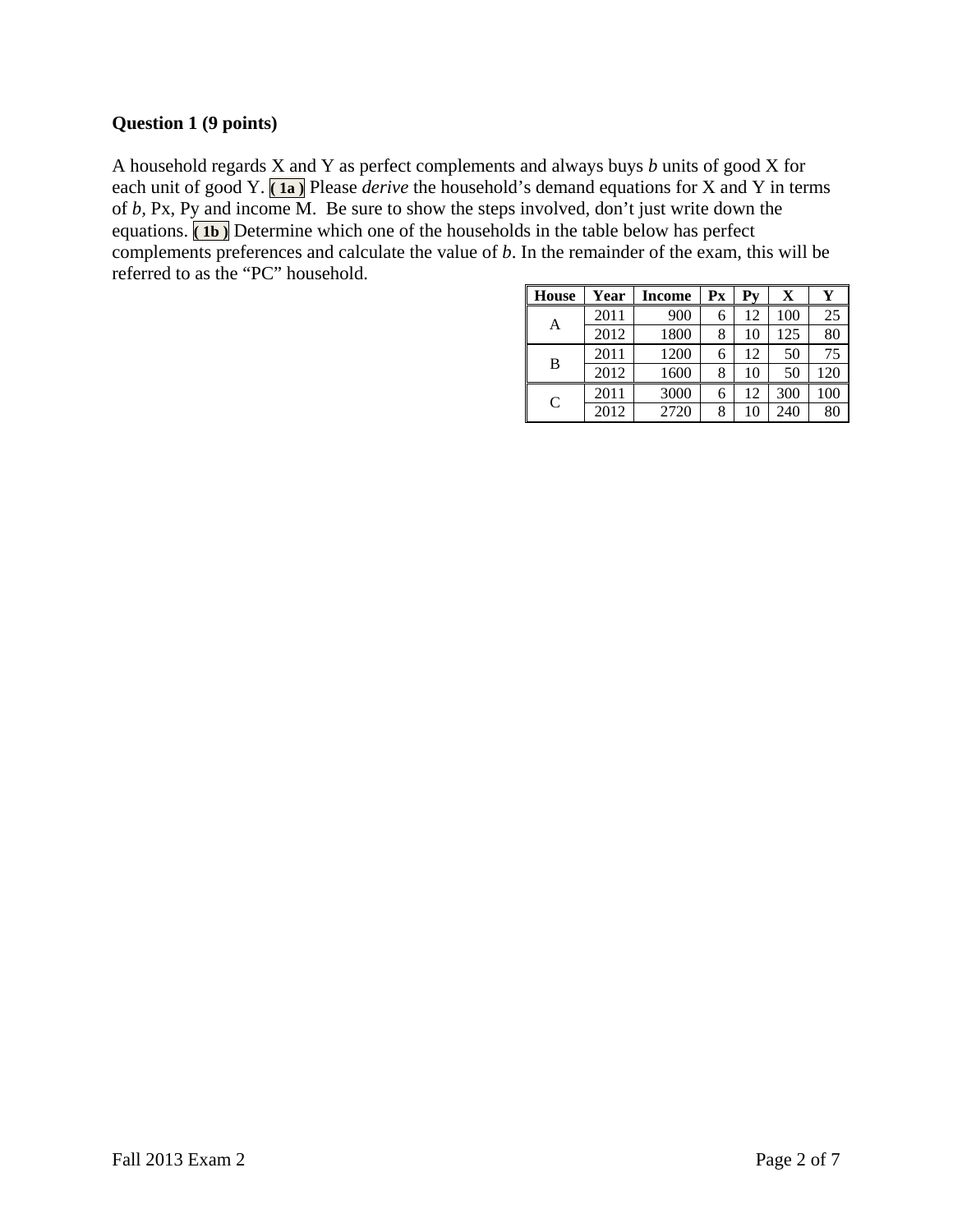**Question 1 (9 points)**

A household regards X and Y as perfect complements and always buys *b* units of good X for each unit of good Y. **( 1a )** Please *derive* the household's demand equations for X and Y in terms of *b*, Px, Py and income M. Be sure to show the steps involved, don't just write down the equations. **( 1b )** Determine which one of the households in the table below has perfect complements preferences and calculate the value of *b*. In the remainder of the exam, this will be referred to as the "PC" household.

| House | Year | Income | Px | Py | X | Y |
|---|---|---|---|---|---|---|
| A | 2011 | 900 | 6 | 12 | 100 | 25 |
| | 2012 | 1800 | 8 | 10 | 125 | 80 |
| B | 2011 | 1200 | 6 | 12 | 50 | 75 |
| | 2012 | 1600 | 8 | 10 | 50 | 120 |
| C | 2011 | 3000 | 6 | 12 | 300 | 100 |
| | 2012 | 2720 | 8 | 10 | 240 | 80 |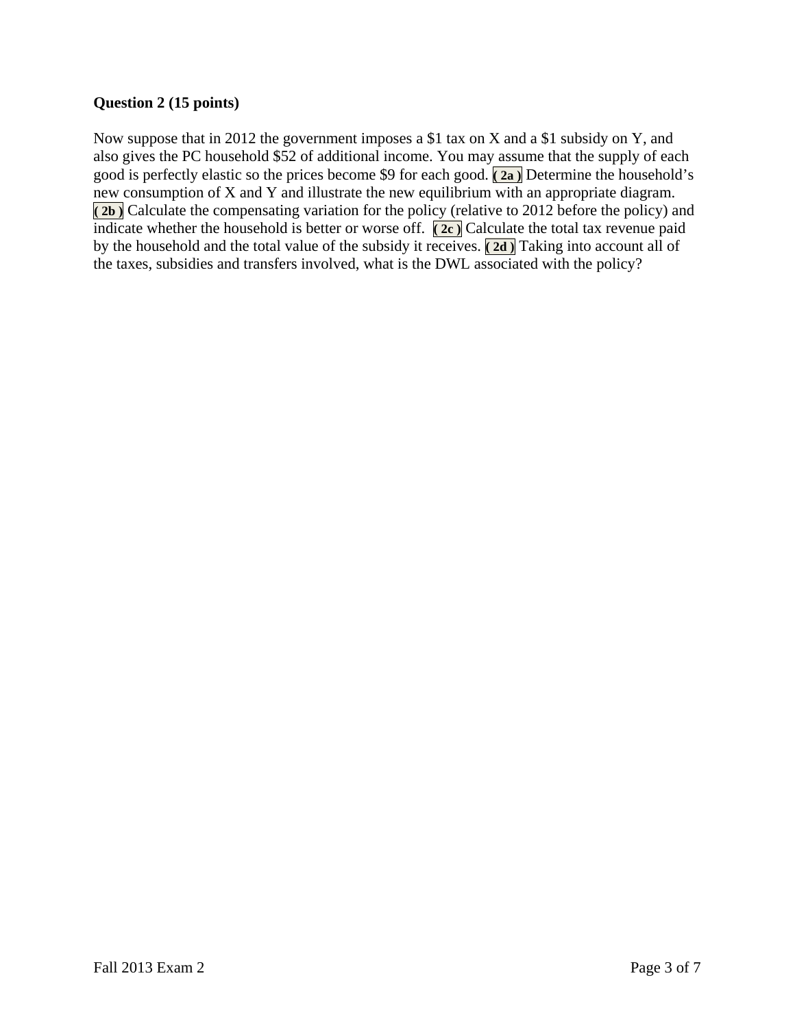**Question 2 (15 points)**

Now suppose that in 2012 the government imposes a $1 tax on X and a $1 subsidy on Y, and also gives the PC household $52 of additional income. You may assume that the supply of each good is perfectly elastic so the prices become $9 for each good. **( 2a )** Determine the household's new consumption of X and Y and illustrate the new equilibrium with an appropriate diagram. **( 2b )** Calculate the compensating variation for the policy (relative to 2012 before the policy) and indicate whether the household is better or worse off. **( 2c )** Calculate the total tax revenue paid by the household and the total value of the subsidy it receives. **( 2d )** Taking into account all of the taxes, subsidies and transfers involved, what is the DWL associated with the policy?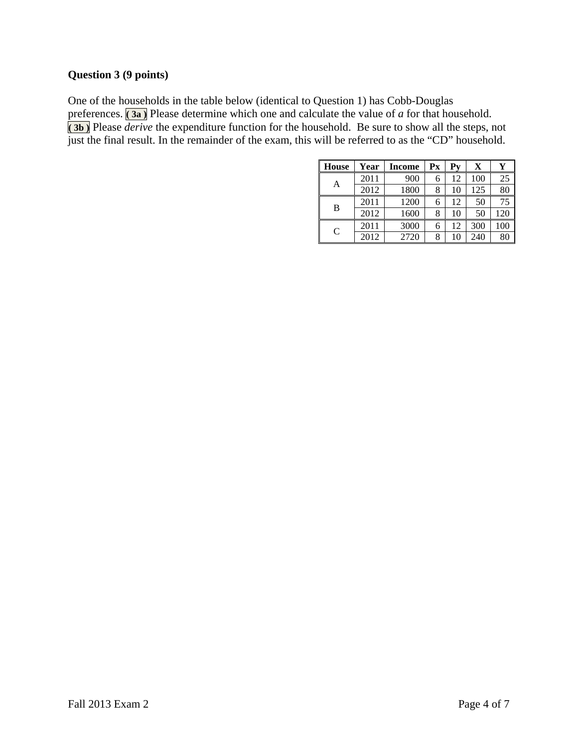**Question 3 (9 points)**

One of the households in the table below (identical to Question 1) has Cobb-Douglas preferences. **( 3a )** Please determine which one and calculate the value of *a* for that household. **( 3b )** Please *derive* the expenditure function for the household. Be sure to show all the steps, not just the final result. In the remainder of the exam, this will be referred to as the "CD" household.

| House | Year | Income | Px | Py | X | Y |
|---|---|---|---|---|---|---|
| A | 2011 | 900 | 6 | 12 | 100 | 25 |
| | 2012 | 1800 | 8 | 10 | 125 | 80 |
| B | 2011 | 1200 | 6 | 12 | 50 | 75 |
| | 2012 | 1600 | 8 | 10 | 50 | 120 |
| C | 2011 | 3000 | 6 | 12 | 300 | 100 |
| | 2012 | 2720 | 8 | 10 | 240 | 80 |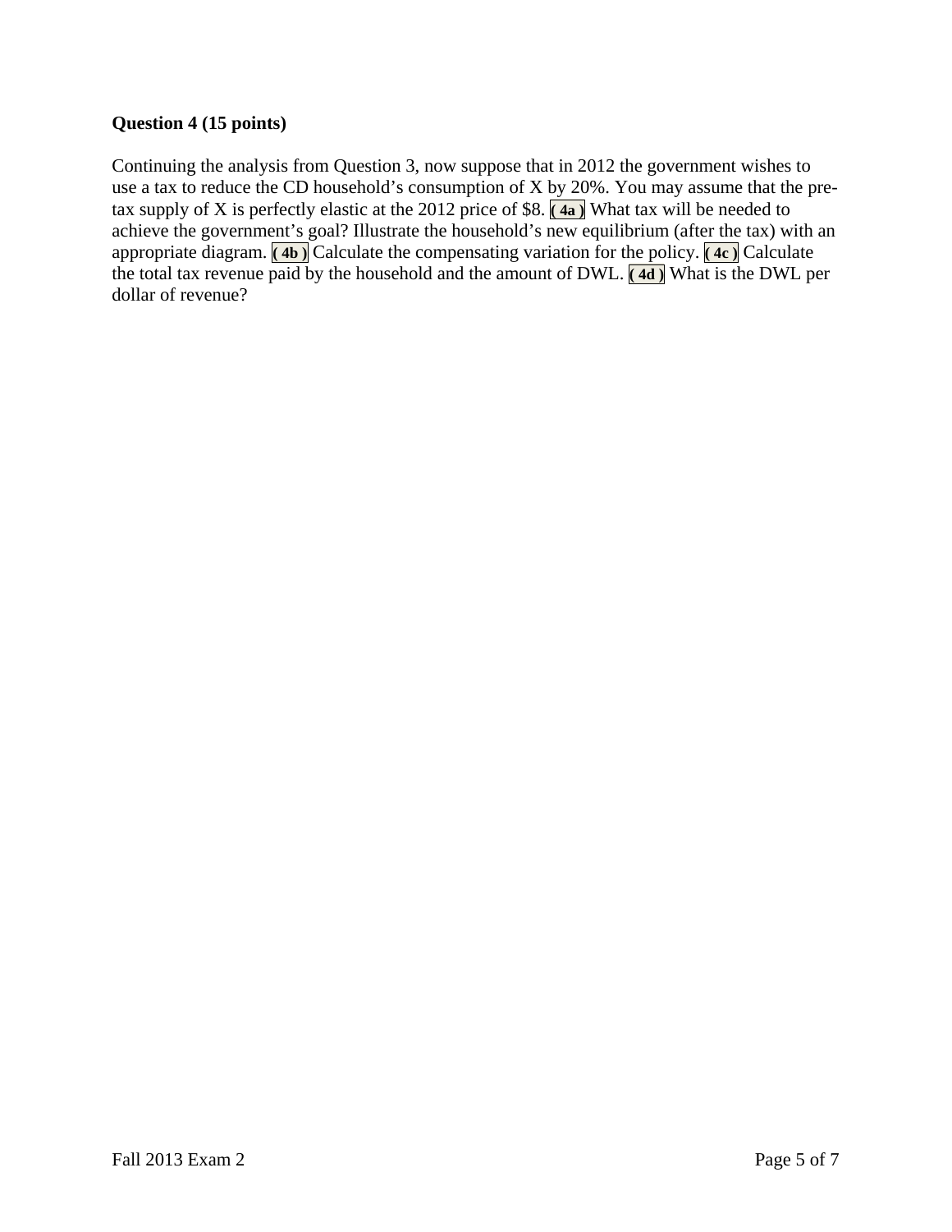**Question 4 (15 points)**

Continuing the analysis from Question 3, now suppose that in 2012 the government wishes to use a tax to reduce the CD household's consumption of X by 20%. You may assume that the pre-tax supply of X is perfectly elastic at the 2012 price of $8. **( 4a )** What tax will be needed to achieve the government's goal? Illustrate the household's new equilibrium (after the tax) with an appropriate diagram. **( 4b )** Calculate the compensating variation for the policy. **( 4c )** Calculate the total tax revenue paid by the household and the amount of DWL. **( 4d )** What is the DWL per dollar of revenue?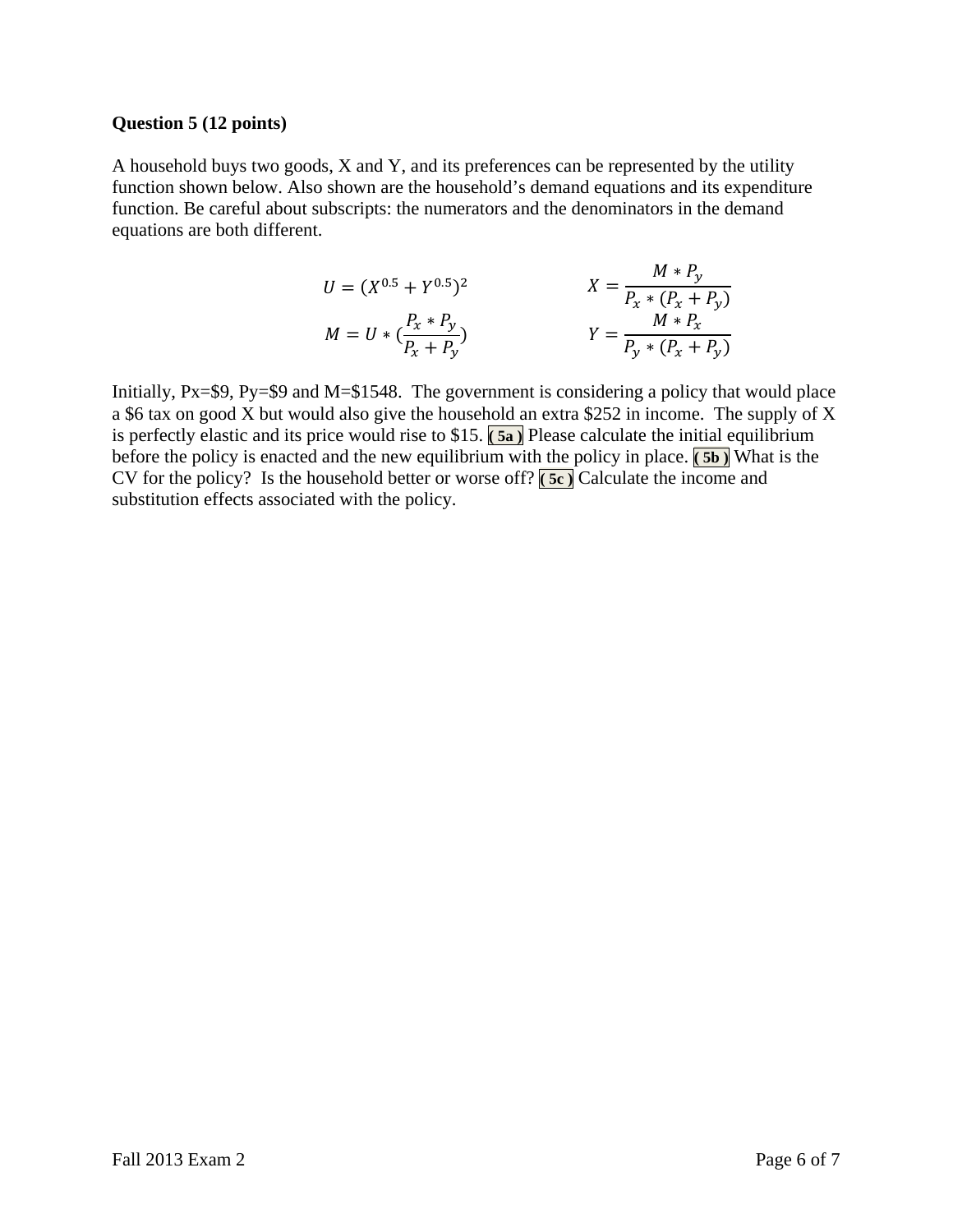**Question 5 (12 points)**

A household buys two goods, X and Y, and its preferences can be represented by the utility function shown below. Also shown are the household's demand equations and its expenditure function. Be careful about subscripts: the numerators and the denominators in the demand equations are both different.

$$U = (X^{0.5} + Y^{0.5})^2 \qquad\qquad X = \frac{M * P_y}{P_x * (P_x + P_y)}$$

$$M = U * (\frac{P_x * P_y}{P_x + P_y}) \qquad\qquad Y = \frac{M * P_x}{P_y * (P_x + P_y)}$$

Initially, Px=\$9, Py=\$9 and M=\$1548. The government is considering a policy that would place a \$6 tax on good X but would also give the household an extra \$252 in income. The supply of X is perfectly elastic and its price would rise to \$15. **( 5a )** Please calculate the initial equilibrium before the policy is enacted and the new equilibrium with the policy in place. **( 5b )** What is the CV for the policy? Is the household better or worse off? **( 5c )** Calculate the income and substitution effects associated with the policy.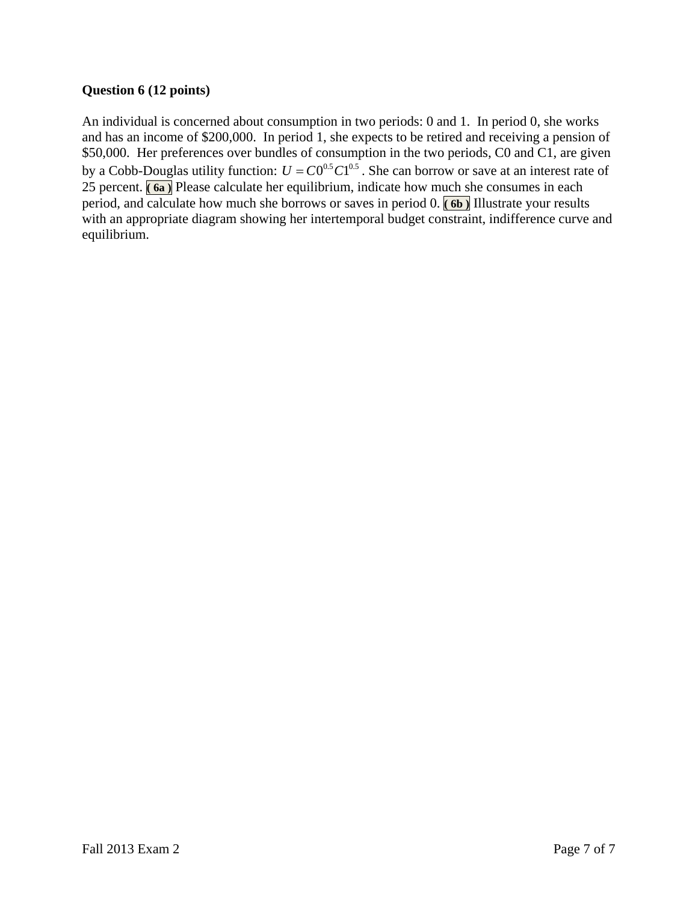**Question 6 (12 points)**

An individual is concerned about consumption in two periods: 0 and 1. In period 0, she works and has an income of $200,000. In period 1, she expects to be retired and receiving a pension of $50,000. Her preferences over bundles of consumption in the two periods, C0 and C1, are given by a Cobb-Douglas utility function: $U = C0^{0.5}C1^{0.5}$. She can borrow or save at an interest rate of 25 percent. **( 6a )** Please calculate her equilibrium, indicate how much she consumes in each period, and calculate how much she borrows or saves in period 0. **( 6b )** Illustrate your results with an appropriate diagram showing her intertemporal budget constraint, indifference curve and equilibrium.